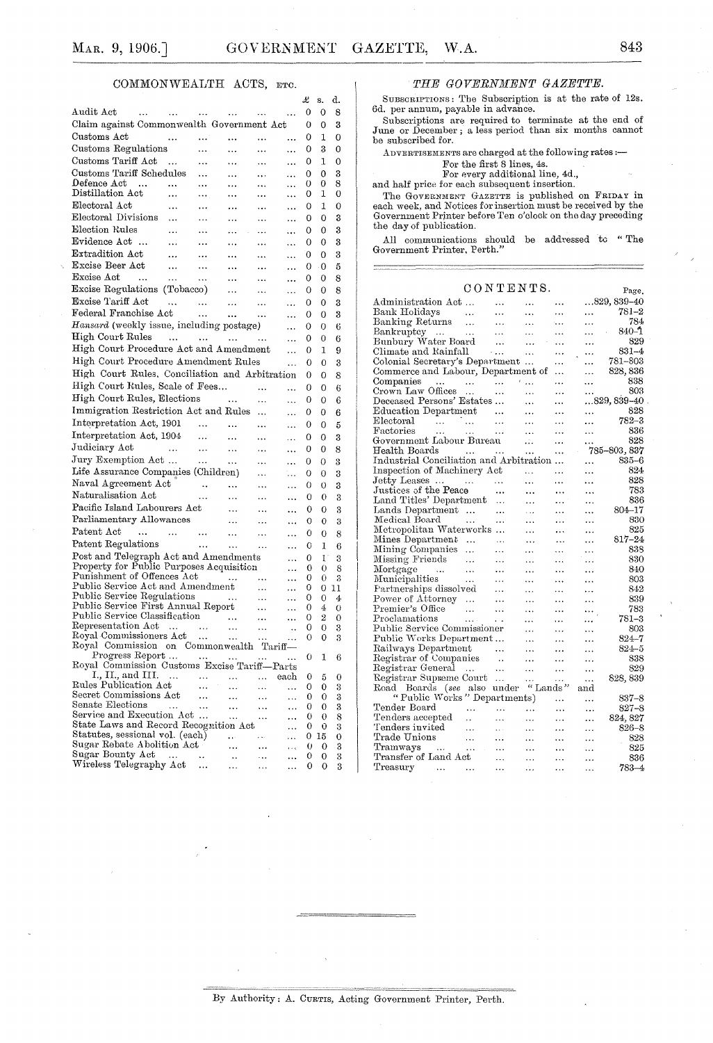## COMMONWEALTH ACTS, ETC.

| | £ | s. | d. |
|---|---|---|---|
| Audit Act | 0 | 0 | 8 |
| Claim against Commonwealth Government Act | 0 | 0 | 3 |
| Customs Act | 0 | 1 | 0 |
| Customs Regulations | 0 | 3 | 0 |
| Customs Tariff Act | 0 | 1 | 0 |
| Customs Tariff Schedules | 0 | 0 | 3 |
| Defence Act | 0 | 0 | 8 |
| Distillation Act | 0 | 1 | 0 |
| Electoral Act | 0 | 1 | 0 |
| Electoral Divisions | 0 | 0 | 3 |
| Election Rules | 0 | 0 | 3 |
| Evidence Act | 0 | 0 | 3 |
| Extradition Act | 0 | 0 | 3 |
| Excise Beer Act | 0 | 0 | 5 |
| Excise Act | 0 | 0 | 8 |
| Excise Regulations (Tobacco) | 0 | 0 | 8 |
| Excise Tariff Act | 0 | 0 | 3 |
| Federal Franchise Act | 0 | 0 | 3 |
| *Hansard* (weekly issue, including postage) | 0 | 0 | 6 |
| High Court Rules | 0 | 0 | 6 |
| High Court Procedure Act and Amendment | 0 | 1 | 9 |
| High Court Procedure Amendment Rules | 0 | 0 | 3 |
| High Court Rules, Conciliation and Arbitration | 0 | 0 | 8 |
| High Court Rules, Scale of Fees | 0 | 0 | 6 |
| High Court Rules, Elections | 0 | 0 | 6 |
| Immigration Restriction Act and Rules | 0 | 0 | 6 |
| Interpretation Act, 1901 | 0 | 0 | 5 |
| Interpretation Act, 1904 | 0 | 0 | 3 |
| Judiciary Act | 0 | 0 | 8 |
| Jury Exemption Act | 0 | 0 | 3 |
| Life Assurance Companies (Children) | 0 | 0 | 3 |
| Naval Agreement Act | 0 | 0 | 3 |
| Naturalisation Act | 0 | 0 | 3 |
| Pacific Island Labourers Act | 0 | 0 | 3 |
| Parliamentary Allowances | 0 | 0 | 3 |
| Patent Act | 0 | 0 | 8 |
| Patent Regulations | 0 | 1 | 6 |
| Post and Telegraph Act and Amendments | 0 | 1 | 3 |
| Property for Public Purposes Acquisition | 0 | 0 | 8 |
| Punishment of Offences Act | 0 | 0 | 3 |
| Public Service Act and Amendment | 0 | 0 | 11 |
| Public Service Regulations | 0 | 0 | 4 |
| Public Service First Annual Report | 0 | 4 | 0 |
| Public Service Classification | 0 | 2 | 0 |
| Representation Act | 0 | 0 | 3 |
| Royal Commissioners Act | 0 | 0 | 3 |
| Royal Commission on Commonwealth Tariff—Progress Report | 0 | 1 | 6 |
| Royal Commission Customs Excise Tariff—Parts I., II., and III. ... each | 0 | 5 | 0 |
| Rules Publication Act | 0 | 0 | 3 |
| Secret Commissions Act | 0 | 0 | 3 |
| Senate Elections | 0 | 0 | 3 |
| Service and Execution Act | 0 | 0 | 8 |
| State Laws and Record Recognition Act | 0 | 0 | 3 |
| Statutes, sessional vol. (each) | 0 | 15 | 0 |
| Sugar Rebate Abolition Act | 0 | 0 | 3 |
| Sugar Bounty Act | 0 | 0 | 3 |
| Wireless Telegraphy Act | 0 | 0 | 3 |

## *THE GOVERNMENT GAZETTE.*

SUBSCRIPTIONS: The Subscription is at the rate of 12s. 6d. per annum, payable in advance.

Subscriptions are required to terminate at the end of June or December; a less period than six months cannot be subscribed for.

ADVERTISEMENTS are charged at the following rates:—

For the first 8 lines, 4s.
For every additional line, 4d.,

and half price for each subsequent insertion.

The GOVERNMENT GAZETTE is published on FRIDAY in each week, and Notices for insertion must be received by the Government Printer before Ten o'clock on the day preceding the day of publication.

All communications should be addressed to "The Government Printer, Perth."

## CONTENTS.

| | Page. |
|---|---|
| Administration Act | 829, 839–40 |
| Bank Holidays | 781–2 |
| Banking Returns | 784 |
| Bankruptcy | 840–1 |
| Bunbury Water Board | 829 |
| Climate and Rainfall | 831–4 |
| Colonial Secretary's Department | 781–803 |
| Commerce and Labour, Department of | 828, 836 |
| Companies | 838 |
| Crown Law Offices | 803 |
| Deceased Persons' Estates | 829, 839–40 |
| Education Department | 828 |
| Electoral | 782–3 |
| Factories | 836 |
| Government Labour Bureau | 828 |
| Health Boards | 785–803, 837 |
| Industrial Conciliation and Arbitration | 835–6 |
| Inspection of Machinery Act | 824 |
| Jetty Leases | 828 |
| Justices of the Peace | 783 |
| Land Titles' Department | 836 |
| Lands Department | 804–17 |
| Medical Board | 830 |
| Metropolitan Waterworks | 825 |
| Mines Department | 817–24 |
| Mining Companies | 838 |
| Missing Friends | 830 |
| Mortgage | 840 |
| Municipalities | 803 |
| Partnerships dissolved | 842 |
| Power of Attorney | 839 |
| Premier's Office | 783 |
| Proclamations | 781–3 |
| Public Service Commissioner | 803 |
| Public Works Department | 824–7 |
| Railways Department | 824–5 |
| Registrar of Companies | 838 |
| Registrar General | 829 |
| Registrar Supreme Court | 828, 839 |
| Road Boards (*see* also under "Lands" and "Public Works" Departments) | 837–8 |
| Tender Board | 827–8 |
| Tenders accepted | 824, 827 |
| Tenders invited | 826–8 |
| Trade Unions | 828 |
| Tramways | 825 |
| Transfer of Land Act | 836 |
| Treasury | 783–4 |

By Authority: A. CURTIS, Acting Government Printer, Perth.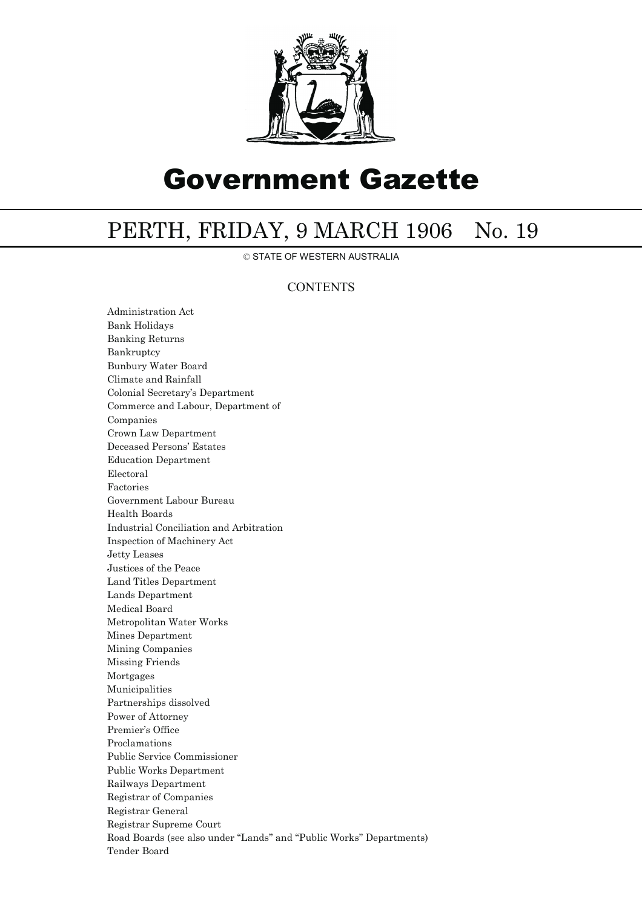# Government Gazette

## PERTH, FRIDAY, 9 MARCH 1906 No. 19

© STATE OF WESTERN AUSTRALIA

### CONTENTS

Administration Act
Bank Holidays
Banking Returns
Bankruptcy
Bunbury Water Board
Climate and Rainfall
Colonial Secretary's Department
Commerce and Labour, Department of
Companies
Crown Law Department
Deceased Persons' Estates
Education Department
Electoral
Factories
Government Labour Bureau
Health Boards
Industrial Conciliation and Arbitration
Inspection of Machinery Act
Jetty Leases
Justices of the Peace
Land Titles Department
Lands Department
Medical Board
Metropolitan Water Works
Mines Department
Mining Companies
Missing Friends
Mortgages
Municipalities
Partnerships dissolved
Power of Attorney
Premier's Office
Proclamations
Public Service Commissioner
Public Works Department
Railways Department
Registrar of Companies
Registrar General
Registrar Supreme Court
Road Boards (see also under "Lands" and "Public Works" Departments)
Tender Board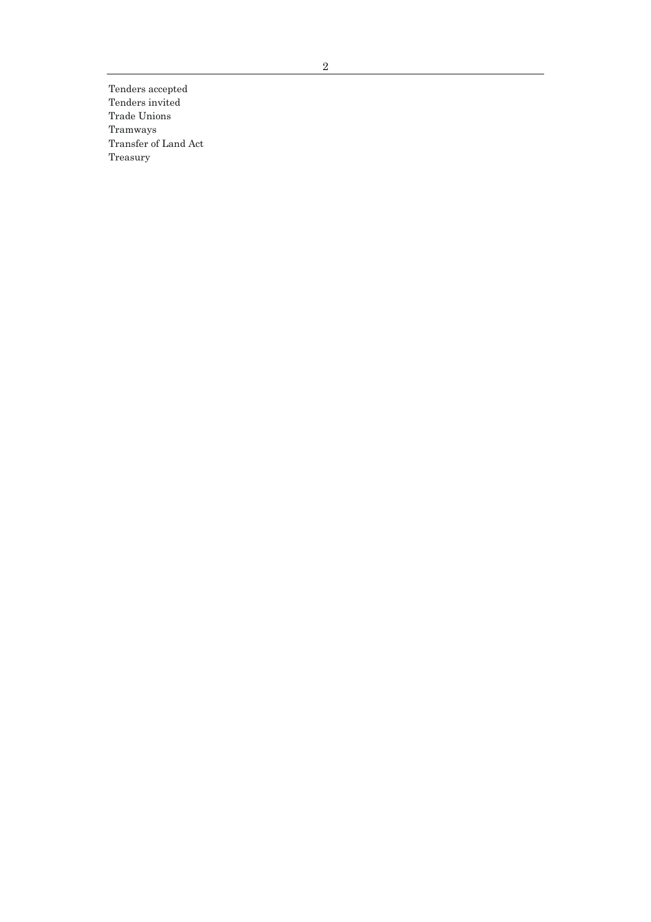Tenders accepted
Tenders invited
Trade Unions
Tramways
Transfer of Land Act
Treasury